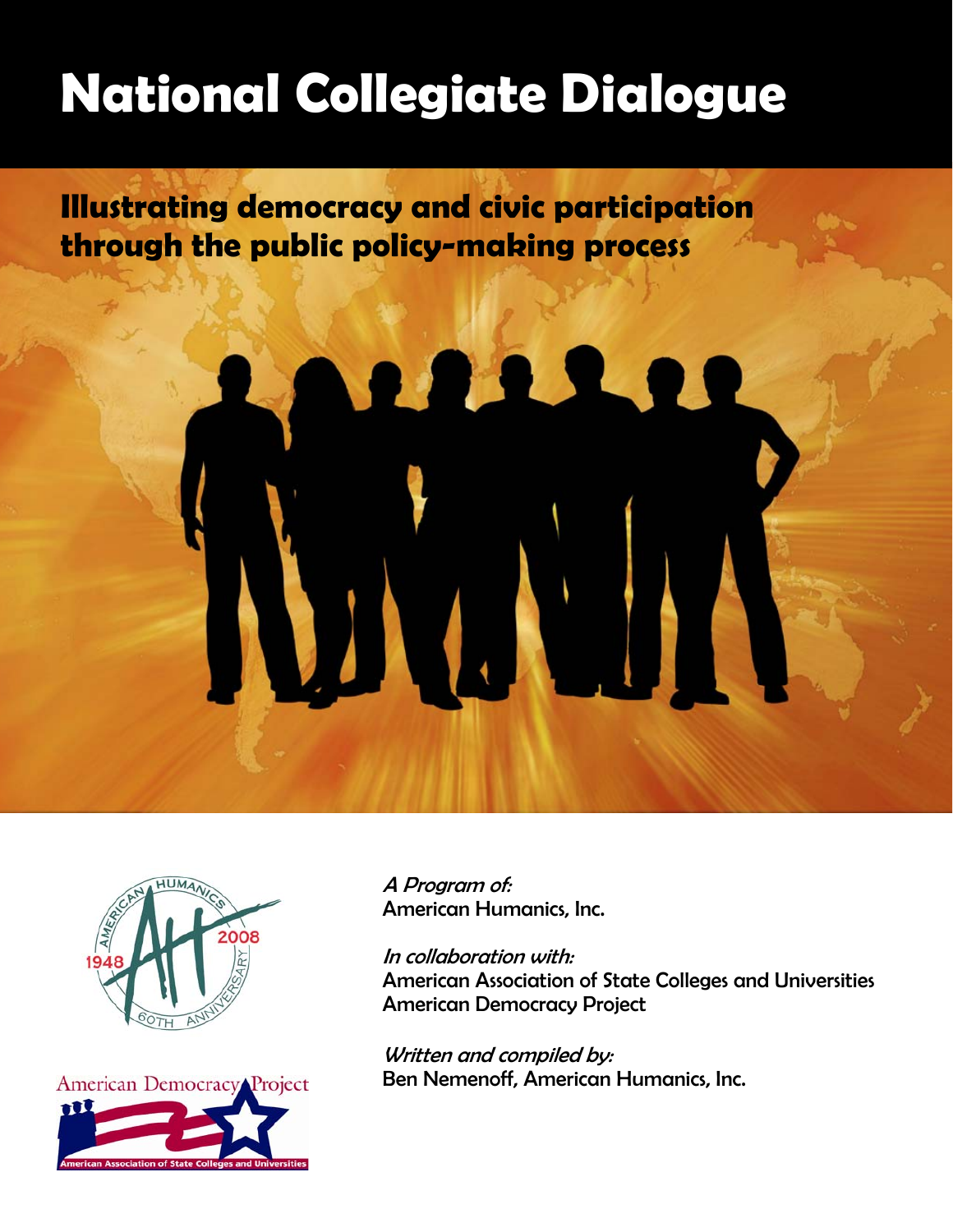# National Collegiate Dialogue

## Illustrating democracy and civic participation through the public policy-making process

*A Program of:*
American Humanics, Inc.

*In collaboration with:*
American Association of State Colleges and Universities
American Democracy Project

*Written and compiled by:*
Ben Nemenoff, American Humanics, Inc.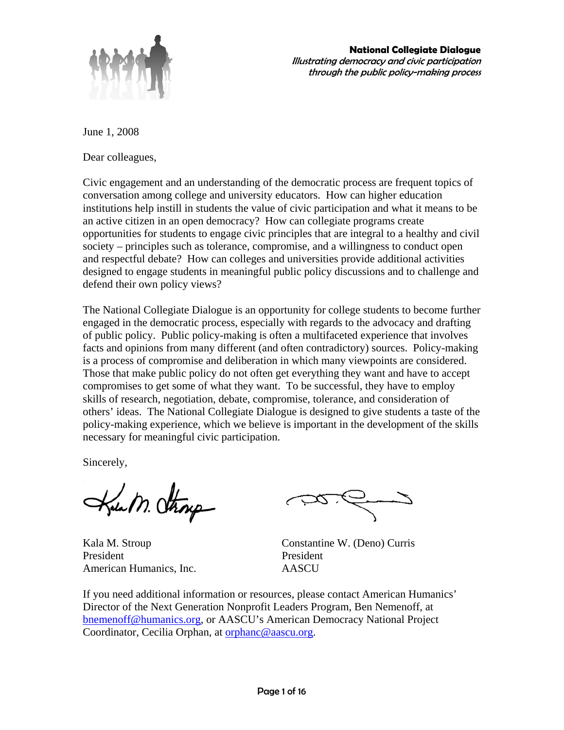**National Collegiate Dialogue**
*Illustrating democracy and civic participation through the public policy-making process*

June 1, 2008

Dear colleagues,

Civic engagement and an understanding of the democratic process are frequent topics of conversation among college and university educators. How can higher education institutions help instill in students the value of civic participation and what it means to be an active citizen in an open democracy? How can collegiate programs create opportunities for students to engage civic principles that are integral to a healthy and civil society – principles such as tolerance, compromise, and a willingness to conduct open and respectful debate? How can colleges and universities provide additional activities designed to engage students in meaningful public policy discussions and to challenge and defend their own policy views?

The National Collegiate Dialogue is an opportunity for college students to become further engaged in the democratic process, especially with regards to the advocacy and drafting of public policy. Public policy-making is often a multifaceted experience that involves facts and opinions from many different (and often contradictory) sources. Policy-making is a process of compromise and deliberation in which many viewpoints are considered. Those that make public policy do not often get everything they want and have to accept compromises to get some of what they want. To be successful, they have to employ skills of research, negotiation, debate, compromise, tolerance, and consideration of others' ideas. The National Collegiate Dialogue is designed to give students a taste of the policy-making experience, which we believe is important in the development of the skills necessary for meaningful civic participation.

Sincerely,

Kala M. Stroup
President
American Humanics, Inc.

Constantine W. (Deno) Curris
President
AASCU

If you need additional information or resources, please contact American Humanics' Director of the Next Generation Nonprofit Leaders Program, Ben Nemenoff, at bnemenoff@humanics.org, or AASCU's American Democracy National Project Coordinator, Cecilia Orphan, at orphanc@aascu.org.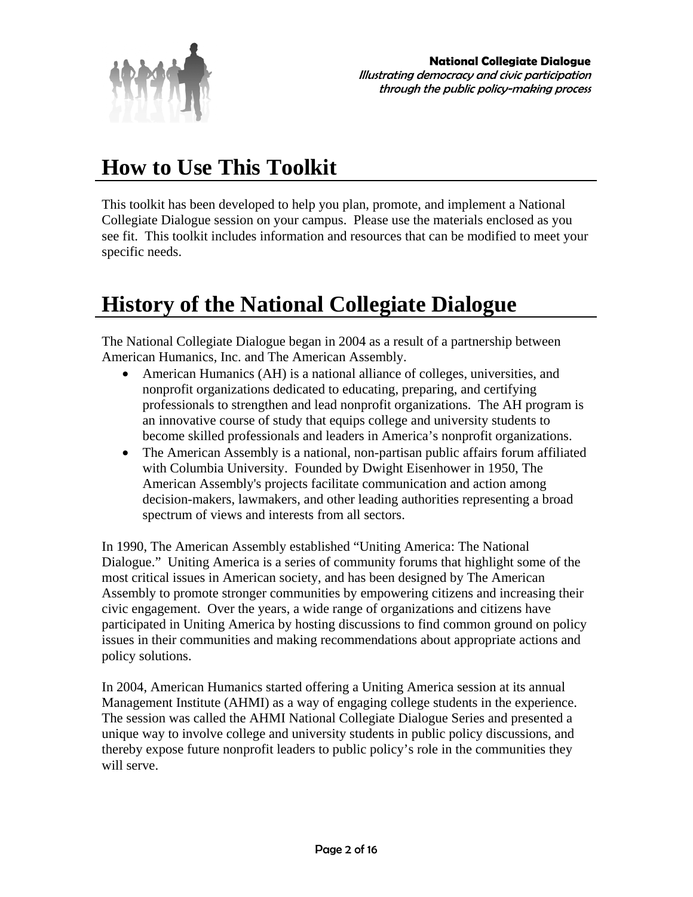# How to Use This Toolkit

This toolkit has been developed to help you plan, promote, and implement a National Collegiate Dialogue session on your campus. Please use the materials enclosed as you see fit. This toolkit includes information and resources that can be modified to meet your specific needs.

# History of the National Collegiate Dialogue

The National Collegiate Dialogue began in 2004 as a result of a partnership between American Humanics, Inc. and The American Assembly.

- American Humanics (AH) is a national alliance of colleges, universities, and nonprofit organizations dedicated to educating, preparing, and certifying professionals to strengthen and lead nonprofit organizations. The AH program is an innovative course of study that equips college and university students to become skilled professionals and leaders in America's nonprofit organizations.
- The American Assembly is a national, non-partisan public affairs forum affiliated with Columbia University. Founded by Dwight Eisenhower in 1950, The American Assembly's projects facilitate communication and action among decision-makers, lawmakers, and other leading authorities representing a broad spectrum of views and interests from all sectors.

In 1990, The American Assembly established "Uniting America: The National Dialogue." Uniting America is a series of community forums that highlight some of the most critical issues in American society, and has been designed by The American Assembly to promote stronger communities by empowering citizens and increasing their civic engagement. Over the years, a wide range of organizations and citizens have participated in Uniting America by hosting discussions to find common ground on policy issues in their communities and making recommendations about appropriate actions and policy solutions.

In 2004, American Humanics started offering a Uniting America session at its annual Management Institute (AHMI) as a way of engaging college students in the experience. The session was called the AHMI National Collegiate Dialogue Series and presented a unique way to involve college and university students in public policy discussions, and thereby expose future nonprofit leaders to public policy's role in the communities they will serve.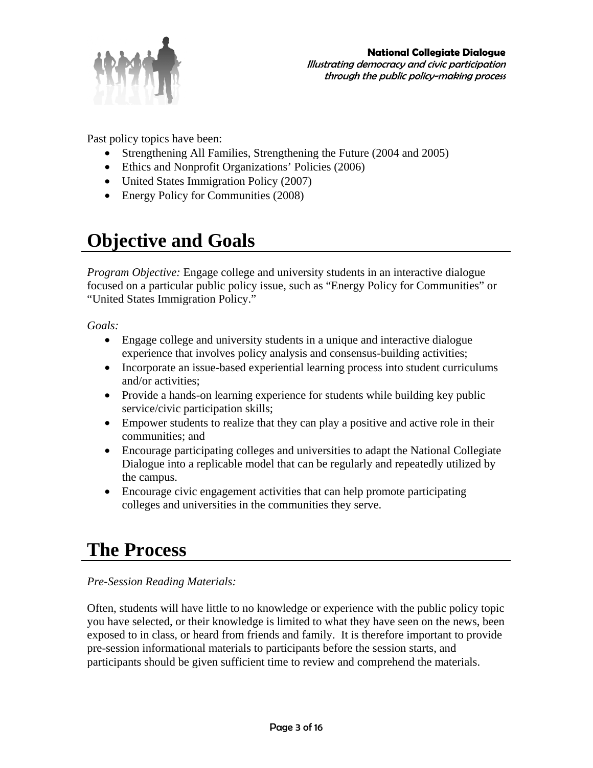Past policy topics have been:

- Strengthening All Families, Strengthening the Future (2004 and 2005)
- Ethics and Nonprofit Organizations' Policies (2006)
- United States Immigration Policy (2007)
- Energy Policy for Communities (2008)

# Objective and Goals

*Program Objective:* Engage college and university students in an interactive dialogue focused on a particular public policy issue, such as "Energy Policy for Communities" or "United States Immigration Policy."

*Goals:*

- Engage college and university students in a unique and interactive dialogue experience that involves policy analysis and consensus-building activities;
- Incorporate an issue-based experiential learning process into student curriculums and/or activities;
- Provide a hands-on learning experience for students while building key public service/civic participation skills;
- Empower students to realize that they can play a positive and active role in their communities; and
- Encourage participating colleges and universities to adapt the National Collegiate Dialogue into a replicable model that can be regularly and repeatedly utilized by the campus.
- Encourage civic engagement activities that can help promote participating colleges and universities in the communities they serve.

# The Process

*Pre-Session Reading Materials:*

Often, students will have little to no knowledge or experience with the public policy topic you have selected, or their knowledge is limited to what they have seen on the news, been exposed to in class, or heard from friends and family. It is therefore important to provide pre-session informational materials to participants before the session starts, and participants should be given sufficient time to review and comprehend the materials.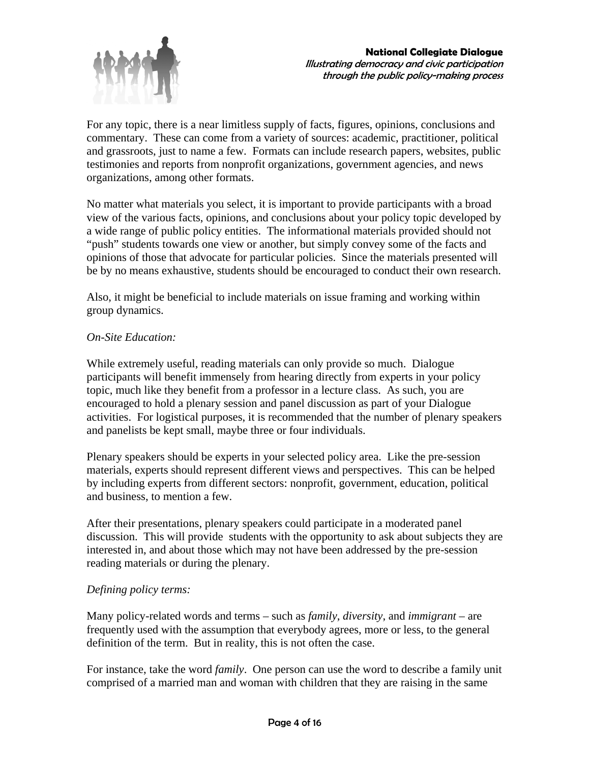For any topic, there is a near limitless supply of facts, figures, opinions, conclusions and commentary. These can come from a variety of sources: academic, practitioner, political and grassroots, just to name a few. Formats can include research papers, websites, public testimonies and reports from nonprofit organizations, government agencies, and news organizations, among other formats.

No matter what materials you select, it is important to provide participants with a broad view of the various facts, opinions, and conclusions about your policy topic developed by a wide range of public policy entities. The informational materials provided should not "push" students towards one view or another, but simply convey some of the facts and opinions of those that advocate for particular policies. Since the materials presented will be by no means exhaustive, students should be encouraged to conduct their own research.

Also, it might be beneficial to include materials on issue framing and working within group dynamics.

*On-Site Education:*

While extremely useful, reading materials can only provide so much. Dialogue participants will benefit immensely from hearing directly from experts in your policy topic, much like they benefit from a professor in a lecture class. As such, you are encouraged to hold a plenary session and panel discussion as part of your Dialogue activities. For logistical purposes, it is recommended that the number of plenary speakers and panelists be kept small, maybe three or four individuals.

Plenary speakers should be experts in your selected policy area. Like the pre-session materials, experts should represent different views and perspectives. This can be helped by including experts from different sectors: nonprofit, government, education, political and business, to mention a few.

After their presentations, plenary speakers could participate in a moderated panel discussion. This will provide students with the opportunity to ask about subjects they are interested in, and about those which may not have been addressed by the pre-session reading materials or during the plenary.

*Defining policy terms:*

Many policy-related words and terms – such as *family*, *diversity*, and *immigrant* – are frequently used with the assumption that everybody agrees, more or less, to the general definition of the term. But in reality, this is not often the case.

For instance, take the word *family*. One person can use the word to describe a family unit comprised of a married man and woman with children that they are raising in the same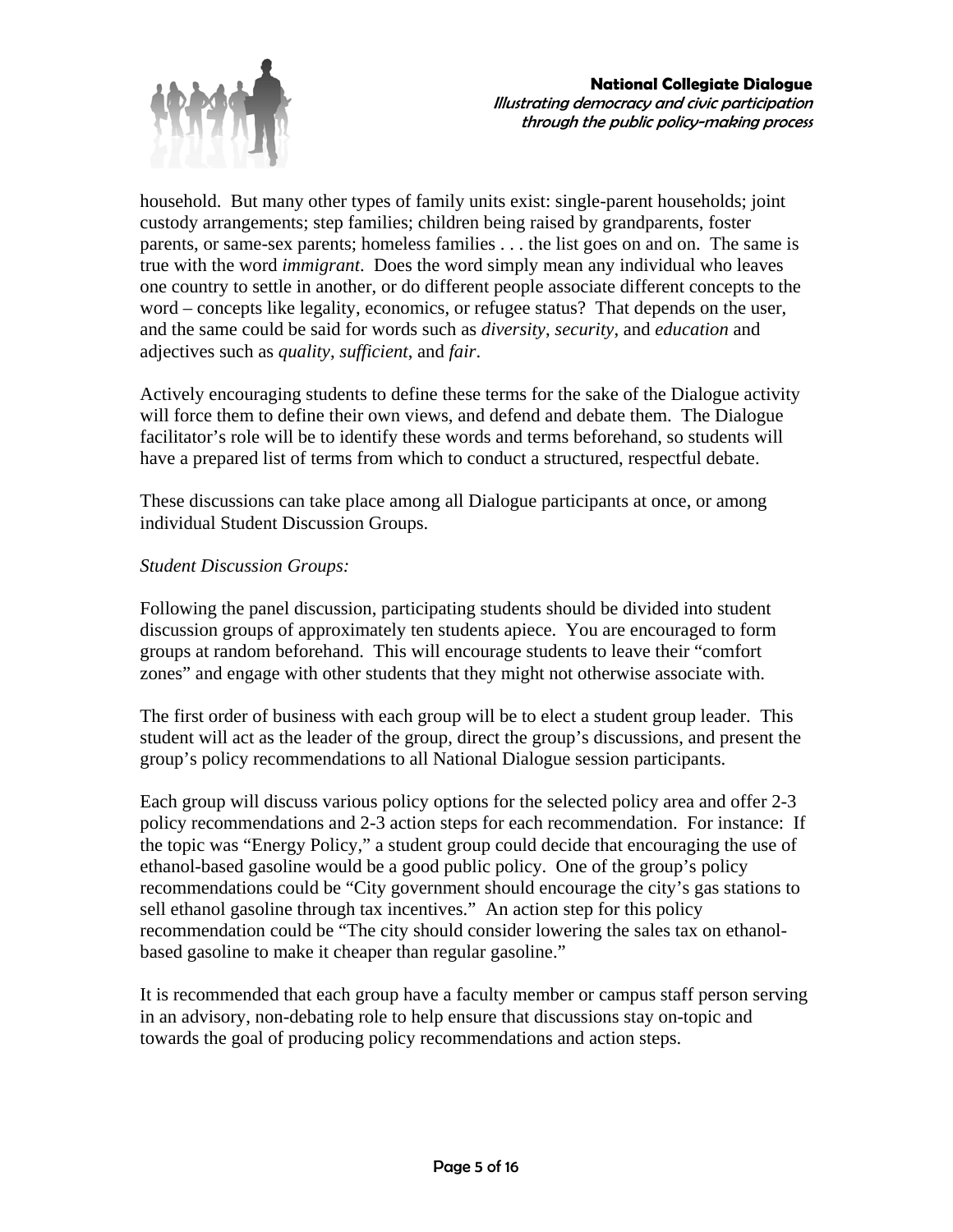household. But many other types of family units exist: single-parent households; joint custody arrangements; step families; children being raised by grandparents, foster parents, or same-sex parents; homeless families . . . the list goes on and on. The same is true with the word *immigrant*. Does the word simply mean any individual who leaves one country to settle in another, or do different people associate different concepts to the word – concepts like legality, economics, or refugee status? That depends on the user, and the same could be said for words such as *diversity*, *security*, and *education* and adjectives such as *quality*, *sufficient*, and *fair*.

Actively encouraging students to define these terms for the sake of the Dialogue activity will force them to define their own views, and defend and debate them. The Dialogue facilitator's role will be to identify these words and terms beforehand, so students will have a prepared list of terms from which to conduct a structured, respectful debate.

These discussions can take place among all Dialogue participants at once, or among individual Student Discussion Groups.

*Student Discussion Groups:*

Following the panel discussion, participating students should be divided into student discussion groups of approximately ten students apiece. You are encouraged to form groups at random beforehand. This will encourage students to leave their "comfort zones" and engage with other students that they might not otherwise associate with.

The first order of business with each group will be to elect a student group leader. This student will act as the leader of the group, direct the group's discussions, and present the group's policy recommendations to all National Dialogue session participants.

Each group will discuss various policy options for the selected policy area and offer 2-3 policy recommendations and 2-3 action steps for each recommendation. For instance: If the topic was "Energy Policy," a student group could decide that encouraging the use of ethanol-based gasoline would be a good public policy. One of the group's policy recommendations could be "City government should encourage the city's gas stations to sell ethanol gasoline through tax incentives." An action step for this policy recommendation could be "The city should consider lowering the sales tax on ethanol-based gasoline to make it cheaper than regular gasoline."

It is recommended that each group have a faculty member or campus staff person serving in an advisory, non-debating role to help ensure that discussions stay on-topic and towards the goal of producing policy recommendations and action steps.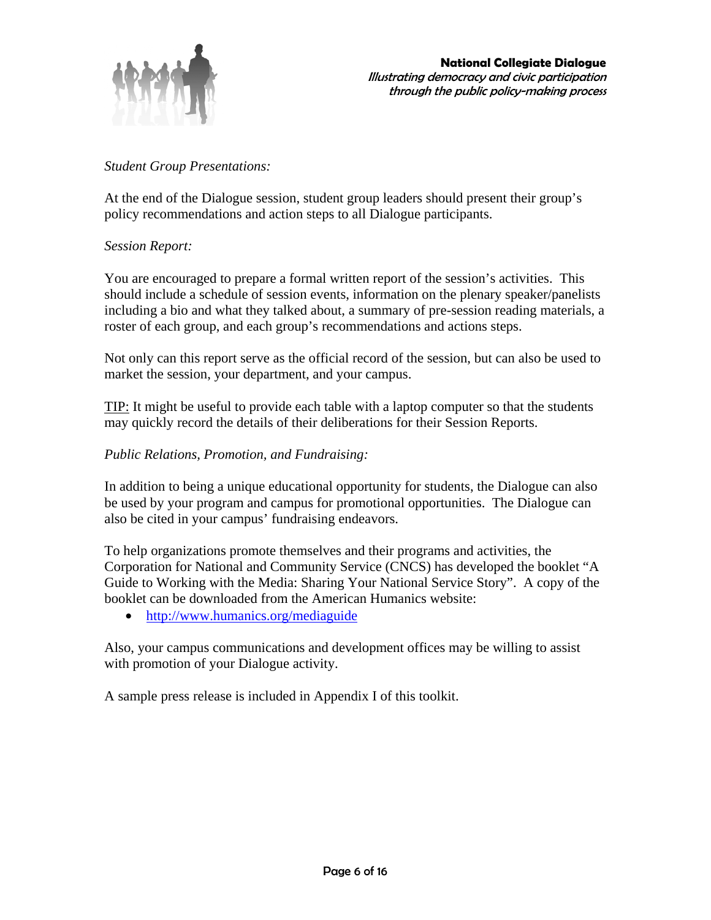*Student Group Presentations:*

At the end of the Dialogue session, student group leaders should present their group's policy recommendations and action steps to all Dialogue participants.

*Session Report:*

You are encouraged to prepare a formal written report of the session's activities. This should include a schedule of session events, information on the plenary speaker/panelists including a bio and what they talked about, a summary of pre-session reading materials, a roster of each group, and each group's recommendations and actions steps.

Not only can this report serve as the official record of the session, but can also be used to market the session, your department, and your campus.

TIP: It might be useful to provide each table with a laptop computer so that the students may quickly record the details of their deliberations for their Session Reports.

*Public Relations, Promotion, and Fundraising:*

In addition to being a unique educational opportunity for students, the Dialogue can also be used by your program and campus for promotional opportunities. The Dialogue can also be cited in your campus' fundraising endeavors.

To help organizations promote themselves and their programs and activities, the Corporation for National and Community Service (CNCS) has developed the booklet "A Guide to Working with the Media: Sharing Your National Service Story". A copy of the booklet can be downloaded from the American Humanics website:

- http://www.humanics.org/mediaguide

Also, your campus communications and development offices may be willing to assist with promotion of your Dialogue activity.

A sample press release is included in Appendix I of this toolkit.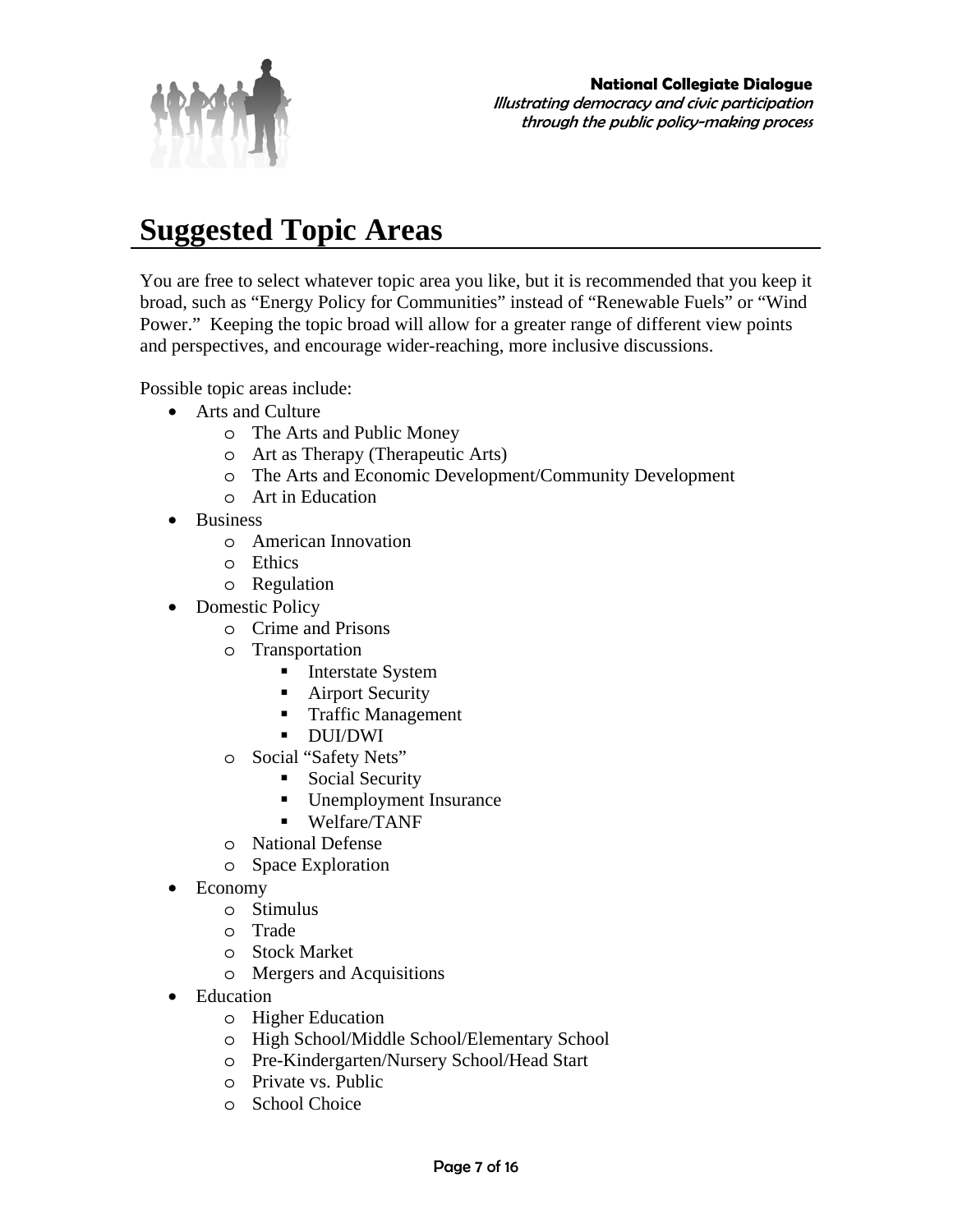# Suggested Topic Areas

You are free to select whatever topic area you like, but it is recommended that you keep it broad, such as "Energy Policy for Communities" instead of "Renewable Fuels" or "Wind Power." Keeping the topic broad will allow for a greater range of different view points and perspectives, and encourage wider-reaching, more inclusive discussions.

Possible topic areas include:

- Arts and Culture
  - The Arts and Public Money
  - Art as Therapy (Therapeutic Arts)
  - The Arts and Economic Development/Community Development
  - Art in Education
- Business
  - American Innovation
  - Ethics
  - Regulation
- Domestic Policy
  - Crime and Prisons
  - Transportation
    - Interstate System
    - Airport Security
    - Traffic Management
    - DUI/DWI
  - Social "Safety Nets"
    - Social Security
    - Unemployment Insurance
    - Welfare/TANF
  - National Defense
  - Space Exploration
- Economy
  - Stimulus
  - Trade
  - Stock Market
  - Mergers and Acquisitions
- Education
  - Higher Education
  - High School/Middle School/Elementary School
  - Pre-Kindergarten/Nursery School/Head Start
  - Private vs. Public
  - School Choice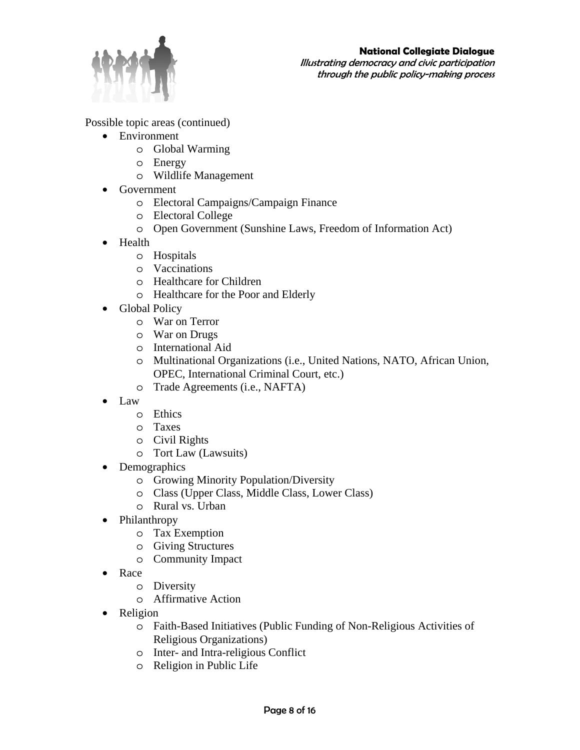Possible topic areas (continued)

- Environment
  - Global Warming
  - Energy
  - Wildlife Management
- Government
  - Electoral Campaigns/Campaign Finance
  - Electoral College
  - Open Government (Sunshine Laws, Freedom of Information Act)
- Health
  - Hospitals
  - Vaccinations
  - Healthcare for Children
  - Healthcare for the Poor and Elderly
- Global Policy
  - War on Terror
  - War on Drugs
  - International Aid
  - Multinational Organizations (i.e., United Nations, NATO, African Union, OPEC, International Criminal Court, etc.)
  - Trade Agreements (i.e., NAFTA)
- Law
  - Ethics
  - Taxes
  - Civil Rights
  - Tort Law (Lawsuits)
- Demographics
  - Growing Minority Population/Diversity
  - Class (Upper Class, Middle Class, Lower Class)
  - Rural vs. Urban
- Philanthropy
  - Tax Exemption
  - Giving Structures
  - Community Impact
- Race
  - Diversity
  - Affirmative Action
- Religion
  - Faith-Based Initiatives (Public Funding of Non-Religious Activities of Religious Organizations)
  - Inter- and Intra-religious Conflict
  - Religion in Public Life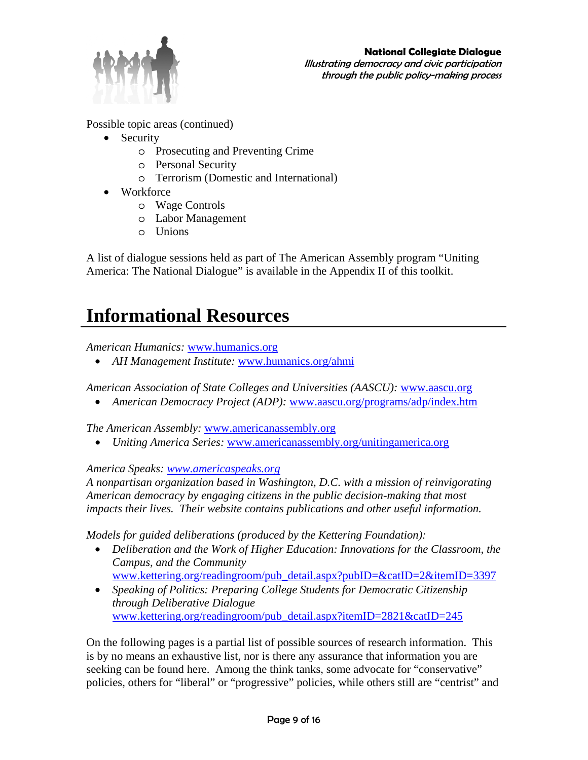Possible topic areas (continued)

- Security
  - Prosecuting and Preventing Crime
  - Personal Security
  - Terrorism (Domestic and International)
- Workforce
  - Wage Controls
  - Labor Management
  - Unions

A list of dialogue sessions held as part of The American Assembly program "Uniting America: The National Dialogue" is available in the Appendix II of this toolkit.

# Informational Resources

*American Humanics:* www.humanics.org

- *AH Management Institute:* www.humanics.org/ahmi

*American Association of State Colleges and Universities (AASCU):* www.aascu.org

- *American Democracy Project (ADP):* www.aascu.org/programs/adp/index.htm

*The American Assembly:* www.americanassembly.org

- *Uniting America Series:* www.americanassembly.org/unitingamerica.org

*America Speaks: www.americaspeaks.org*
*A nonpartisan organization based in Washington, D.C. with a mission of reinvigorating American democracy by engaging citizens in the public decision-making that most impacts their lives. Their website contains publications and other useful information.*

*Models for guided deliberations (produced by the Kettering Foundation):*

- *Deliberation and the Work of Higher Education: Innovations for the Classroom, the Campus, and the Community*
  www.kettering.org/readingroom/pub_detail.aspx?pubID=&catID=2&itemID=3397
- *Speaking of Politics: Preparing College Students for Democratic Citizenship through Deliberative Dialogue*
  www.kettering.org/readingroom/pub_detail.aspx?itemID=2821&catID=245

On the following pages is a partial list of possible sources of research information. This is by no means an exhaustive list, nor is there any assurance that information you are seeking can be found here. Among the think tanks, some advocate for "conservative" policies, others for "liberal" or "progressive" policies, while others still are "centrist" and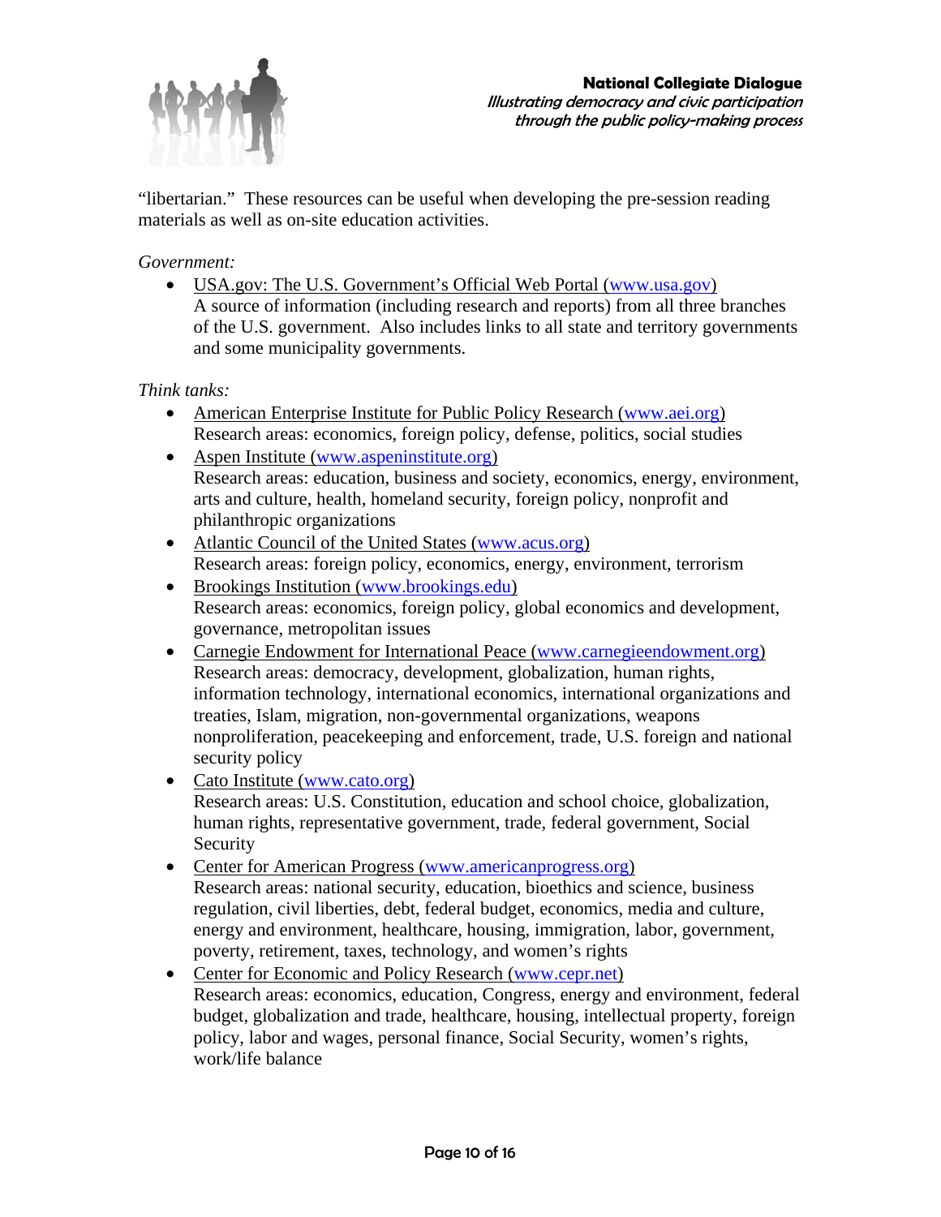"libertarian." These resources can be useful when developing the pre-session reading materials as well as on-site education activities.

*Government:*

- USA.gov: The U.S. Government's Official Web Portal (www.usa.gov)
  A source of information (including research and reports) from all three branches of the U.S. government. Also includes links to all state and territory governments and some municipality governments.

*Think tanks:*

- American Enterprise Institute for Public Policy Research (www.aei.org)
  Research areas: economics, foreign policy, defense, politics, social studies
- Aspen Institute (www.aspeninstitute.org)
  Research areas: education, business and society, economics, energy, environment, arts and culture, health, homeland security, foreign policy, nonprofit and philanthropic organizations
- Atlantic Council of the United States (www.acus.org)
  Research areas: foreign policy, economics, energy, environment, terrorism
- Brookings Institution (www.brookings.edu)
  Research areas: economics, foreign policy, global economics and development, governance, metropolitan issues
- Carnegie Endowment for International Peace (www.carnegieendowment.org)
  Research areas: democracy, development, globalization, human rights, information technology, international economics, international organizations and treaties, Islam, migration, non-governmental organizations, weapons nonproliferation, peacekeeping and enforcement, trade, U.S. foreign and national security policy
- Cato Institute (www.cato.org)
  Research areas: U.S. Constitution, education and school choice, globalization, human rights, representative government, trade, federal government, Social Security
- Center for American Progress (www.americanprogress.org)
  Research areas: national security, education, bioethics and science, business regulation, civil liberties, debt, federal budget, economics, media and culture, energy and environment, healthcare, housing, immigration, labor, government, poverty, retirement, taxes, technology, and women's rights
- Center for Economic and Policy Research (www.cepr.net)
  Research areas: economics, education, Congress, energy and environment, federal budget, globalization and trade, healthcare, housing, intellectual property, foreign policy, labor and wages, personal finance, Social Security, women's rights, work/life balance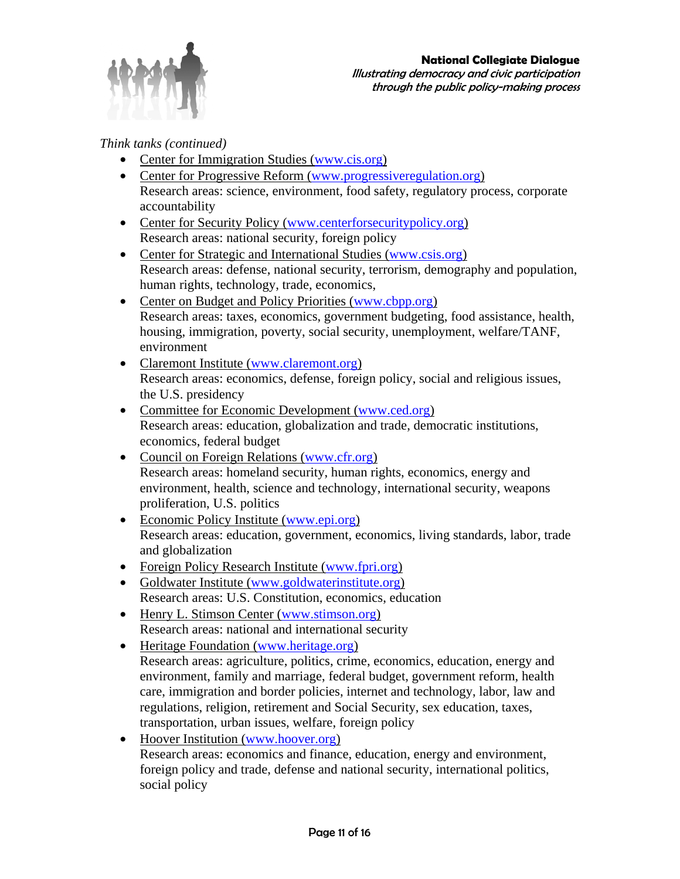*Think tanks (continued)*

- Center for Immigration Studies (www.cis.org)
- Center for Progressive Reform (www.progressiveregulation.org)
  Research areas: science, environment, food safety, regulatory process, corporate accountability
- Center for Security Policy (www.centerforsecuritypolicy.org)
  Research areas: national security, foreign policy
- Center for Strategic and International Studies (www.csis.org)
  Research areas: defense, national security, terrorism, demography and population, human rights, technology, trade, economics,
- Center on Budget and Policy Priorities (www.cbpp.org)
  Research areas: taxes, economics, government budgeting, food assistance, health, housing, immigration, poverty, social security, unemployment, welfare/TANF, environment
- Claremont Institute (www.claremont.org)
  Research areas: economics, defense, foreign policy, social and religious issues, the U.S. presidency
- Committee for Economic Development (www.ced.org)
  Research areas: education, globalization and trade, democratic institutions, economics, federal budget
- Council on Foreign Relations (www.cfr.org)
  Research areas: homeland security, human rights, economics, energy and environment, health, science and technology, international security, weapons proliferation, U.S. politics
- Economic Policy Institute (www.epi.org)
  Research areas: education, government, economics, living standards, labor, trade and globalization
- Foreign Policy Research Institute (www.fpri.org)
- Goldwater Institute (www.goldwaterinstitute.org)
  Research areas: U.S. Constitution, economics, education
- Henry L. Stimson Center (www.stimson.org)
  Research areas: national and international security
- Heritage Foundation (www.heritage.org)
  Research areas: agriculture, politics, crime, economics, education, energy and environment, family and marriage, federal budget, government reform, health care, immigration and border policies, internet and technology, labor, law and regulations, religion, retirement and Social Security, sex education, taxes, transportation, urban issues, welfare, foreign policy
- Hoover Institution (www.hoover.org)
  Research areas: economics and finance, education, energy and environment, foreign policy and trade, defense and national security, international politics, social policy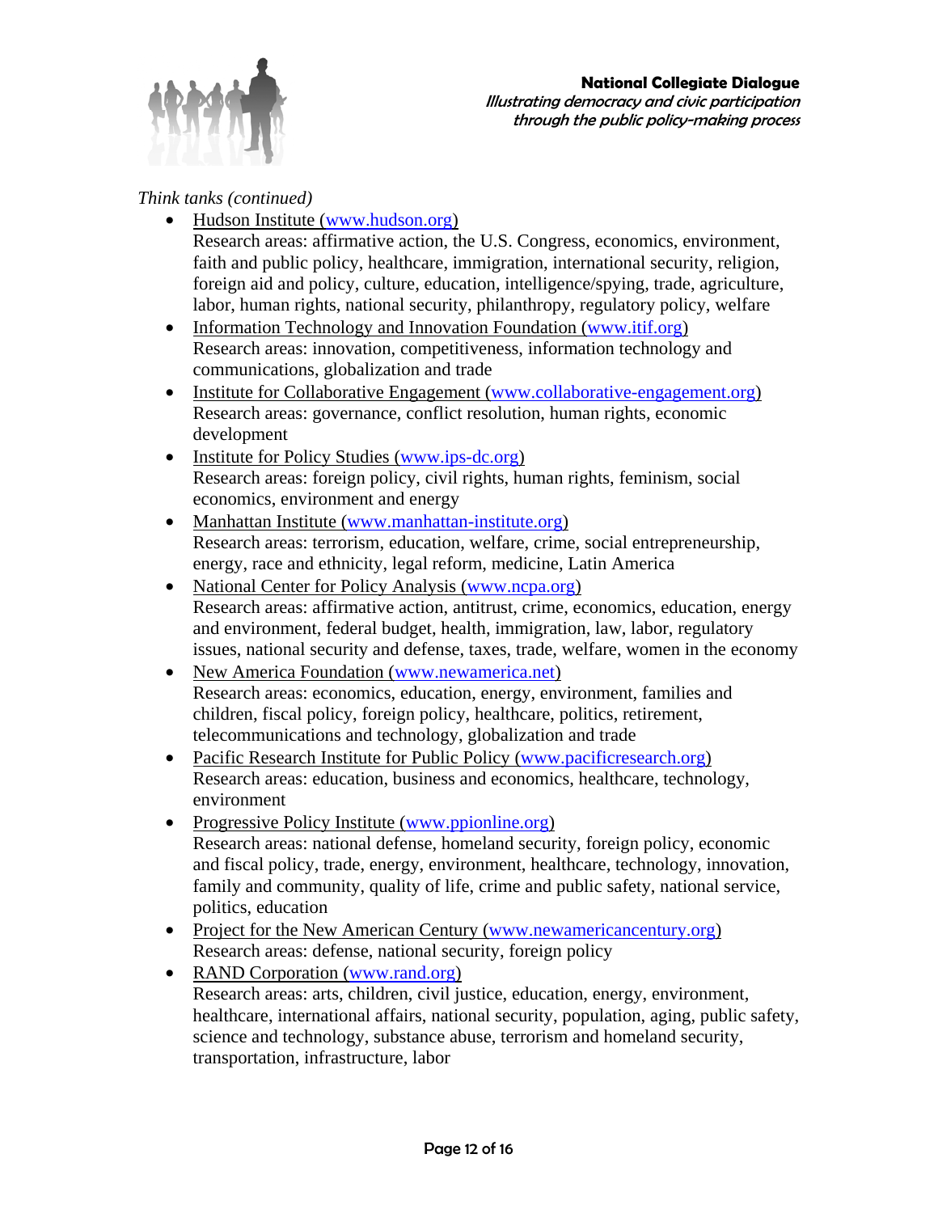*Think tanks (continued)*

- Hudson Institute (www.hudson.org)
  Research areas: affirmative action, the U.S. Congress, economics, environment, faith and public policy, healthcare, immigration, international security, religion, foreign aid and policy, culture, education, intelligence/spying, trade, agriculture, labor, human rights, national security, philanthropy, regulatory policy, welfare
- Information Technology and Innovation Foundation (www.itif.org)
  Research areas: innovation, competitiveness, information technology and communications, globalization and trade
- Institute for Collaborative Engagement (www.collaborative-engagement.org)
  Research areas: governance, conflict resolution, human rights, economic development
- Institute for Policy Studies (www.ips-dc.org)
  Research areas: foreign policy, civil rights, human rights, feminism, social economics, environment and energy
- Manhattan Institute (www.manhattan-institute.org)
  Research areas: terrorism, education, welfare, crime, social entrepreneurship, energy, race and ethnicity, legal reform, medicine, Latin America
- National Center for Policy Analysis (www.ncpa.org)
  Research areas: affirmative action, antitrust, crime, economics, education, energy and environment, federal budget, health, immigration, law, labor, regulatory issues, national security and defense, taxes, trade, welfare, women in the economy
- New America Foundation (www.newamerica.net)
  Research areas: economics, education, energy, environment, families and children, fiscal policy, foreign policy, healthcare, politics, retirement, telecommunications and technology, globalization and trade
- Pacific Research Institute for Public Policy (www.pacificresearch.org)
  Research areas: education, business and economics, healthcare, technology, environment
- Progressive Policy Institute (www.ppionline.org)
  Research areas: national defense, homeland security, foreign policy, economic and fiscal policy, trade, energy, environment, healthcare, technology, innovation, family and community, quality of life, crime and public safety, national service, politics, education
- Project for the New American Century (www.newamericancentury.org)
  Research areas: defense, national security, foreign policy
- RAND Corporation (www.rand.org)
  Research areas: arts, children, civil justice, education, energy, environment, healthcare, international affairs, national security, population, aging, public safety, science and technology, substance abuse, terrorism and homeland security, transportation, infrastructure, labor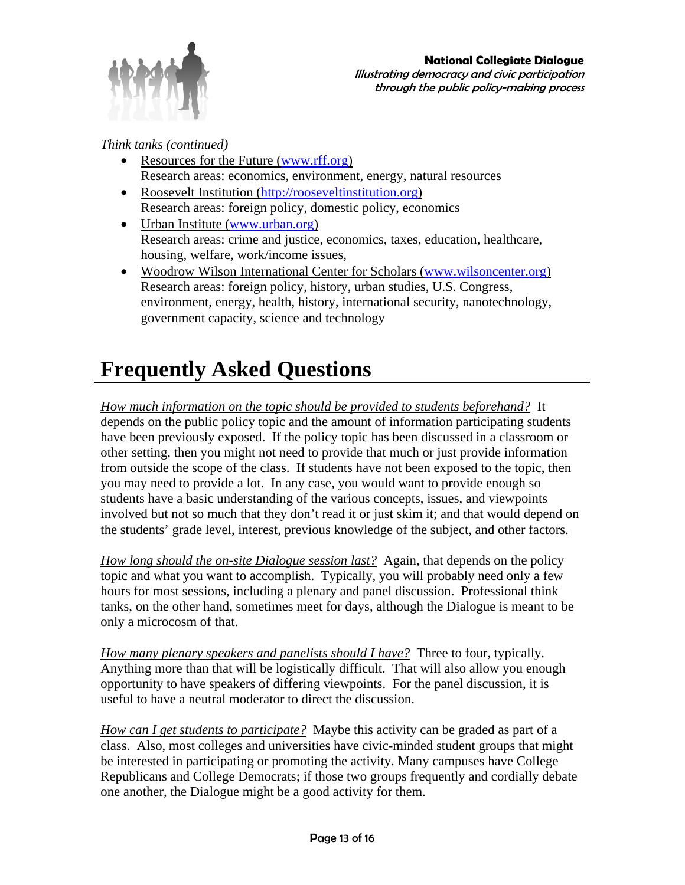*Think tanks (continued)*

- Resources for the Future (www.rff.org)
  Research areas: economics, environment, energy, natural resources
- Roosevelt Institution (http://rooseveltinstitution.org)
  Research areas: foreign policy, domestic policy, economics
- Urban Institute (www.urban.org)
  Research areas: crime and justice, economics, taxes, education, healthcare, housing, welfare, work/income issues,
- Woodrow Wilson International Center for Scholars (www.wilsoncenter.org)
  Research areas: foreign policy, history, urban studies, U.S. Congress, environment, energy, health, history, international security, nanotechnology, government capacity, science and technology

# Frequently Asked Questions

*How much information on the topic should be provided to students beforehand?* It depends on the public policy topic and the amount of information participating students have been previously exposed. If the policy topic has been discussed in a classroom or other setting, then you might not need to provide that much or just provide information from outside the scope of the class. If students have not been exposed to the topic, then you may need to provide a lot. In any case, you would want to provide enough so students have a basic understanding of the various concepts, issues, and viewpoints involved but not so much that they don't read it or just skim it; and that would depend on the students' grade level, interest, previous knowledge of the subject, and other factors.

*How long should the on-site Dialogue session last?* Again, that depends on the policy topic and what you want to accomplish. Typically, you will probably need only a few hours for most sessions, including a plenary and panel discussion. Professional think tanks, on the other hand, sometimes meet for days, although the Dialogue is meant to be only a microcosm of that.

*How many plenary speakers and panelists should I have?* Three to four, typically. Anything more than that will be logistically difficult. That will also allow you enough opportunity to have speakers of differing viewpoints. For the panel discussion, it is useful to have a neutral moderator to direct the discussion.

*How can I get students to participate?* Maybe this activity can be graded as part of a class. Also, most colleges and universities have civic-minded student groups that might be interested in participating or promoting the activity. Many campuses have College Republicans and College Democrats; if those two groups frequently and cordially debate one another, the Dialogue might be a good activity for them.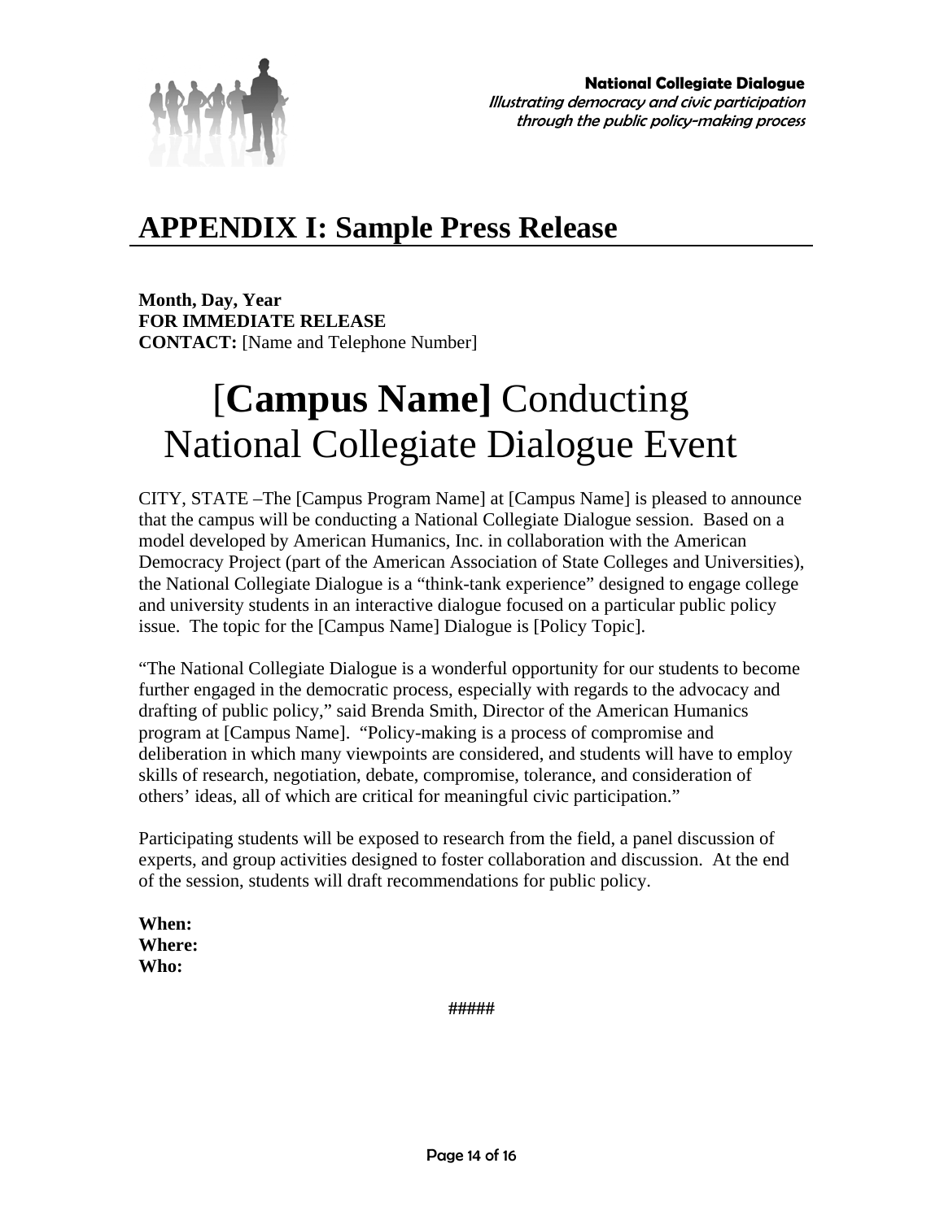## APPENDIX I: Sample Press Release

**Month, Day, Year**
**FOR IMMEDIATE RELEASE**
**CONTACT:** [Name and Telephone Number]

# [**Campus Name]** Conducting National Collegiate Dialogue Event

CITY, STATE –The [Campus Program Name] at [Campus Name] is pleased to announce that the campus will be conducting a National Collegiate Dialogue session. Based on a model developed by American Humanics, Inc. in collaboration with the American Democracy Project (part of the American Association of State Colleges and Universities), the National Collegiate Dialogue is a "think-tank experience" designed to engage college and university students in an interactive dialogue focused on a particular public policy issue. The topic for the [Campus Name] Dialogue is [Policy Topic].

"The National Collegiate Dialogue is a wonderful opportunity for our students to become further engaged in the democratic process, especially with regards to the advocacy and drafting of public policy," said Brenda Smith, Director of the American Humanics program at [Campus Name]. "Policy-making is a process of compromise and deliberation in which many viewpoints are considered, and students will have to employ skills of research, negotiation, debate, compromise, tolerance, and consideration of others' ideas, all of which are critical for meaningful civic participation."

Participating students will be exposed to research from the field, a panel discussion of experts, and group activities designed to foster collaboration and discussion. At the end of the session, students will draft recommendations for public policy.

**When:**
**Where:**
**Who:**

#####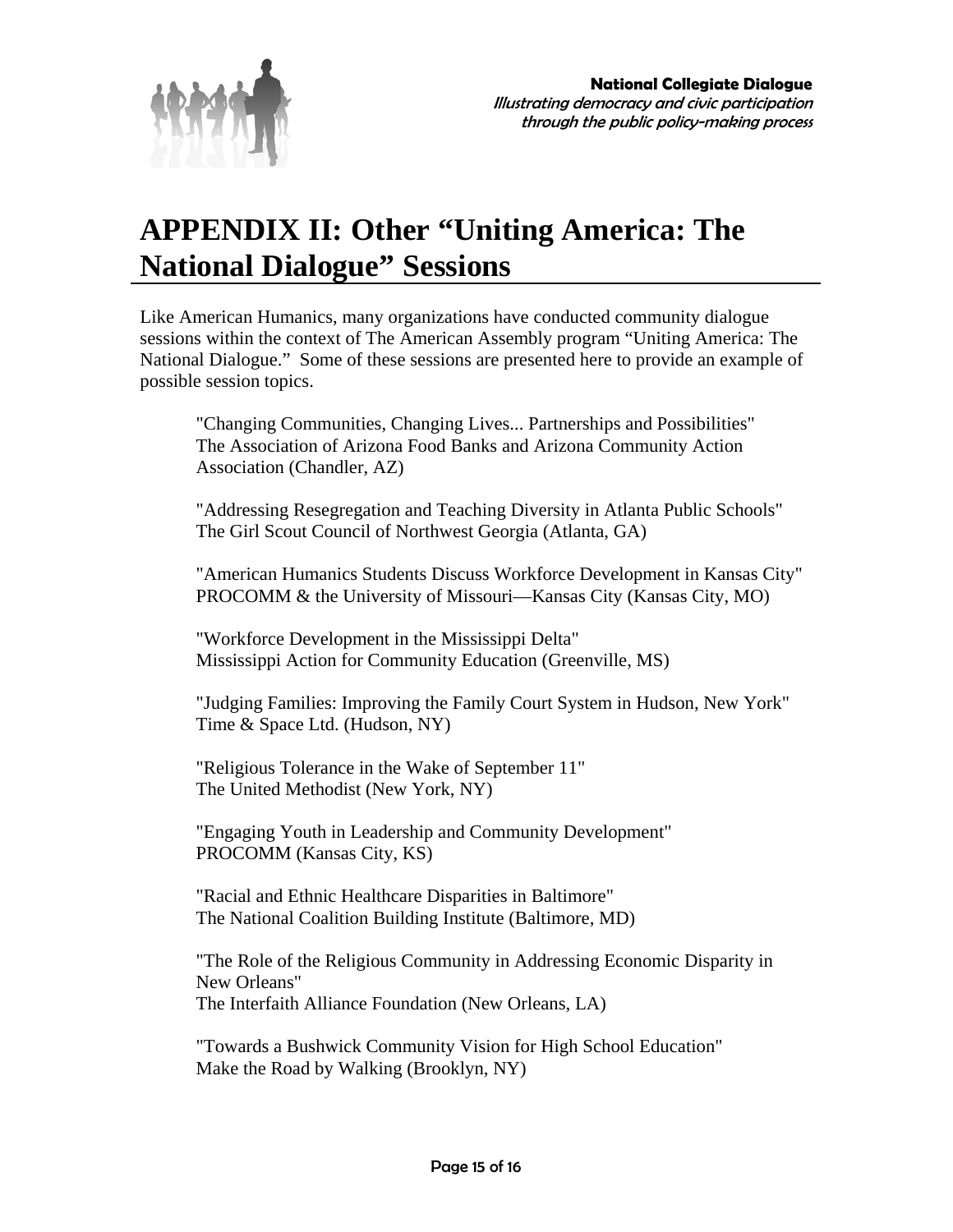# APPENDIX II: Other "Uniting America: The National Dialogue" Sessions

Like American Humanics, many organizations have conducted community dialogue sessions within the context of The American Assembly program "Uniting America: The National Dialogue." Some of these sessions are presented here to provide an example of possible session topics.

"Changing Communities, Changing Lives... Partnerships and Possibilities"
The Association of Arizona Food Banks and Arizona Community Action Association (Chandler, AZ)

"Addressing Resegregation and Teaching Diversity in Atlanta Public Schools"
The Girl Scout Council of Northwest Georgia (Atlanta, GA)

"American Humanics Students Discuss Workforce Development in Kansas City"
PROCOMM & the University of Missouri—Kansas City (Kansas City, MO)

"Workforce Development in the Mississippi Delta"
Mississippi Action for Community Education (Greenville, MS)

"Judging Families: Improving the Family Court System in Hudson, New York"
Time & Space Ltd. (Hudson, NY)

"Religious Tolerance in the Wake of September 11"
The United Methodist (New York, NY)

"Engaging Youth in Leadership and Community Development"
PROCOMM (Kansas City, KS)

"Racial and Ethnic Healthcare Disparities in Baltimore"
The National Coalition Building Institute (Baltimore, MD)

"The Role of the Religious Community in Addressing Economic Disparity in New Orleans"
The Interfaith Alliance Foundation (New Orleans, LA)

"Towards a Bushwick Community Vision for High School Education"
Make the Road by Walking (Brooklyn, NY)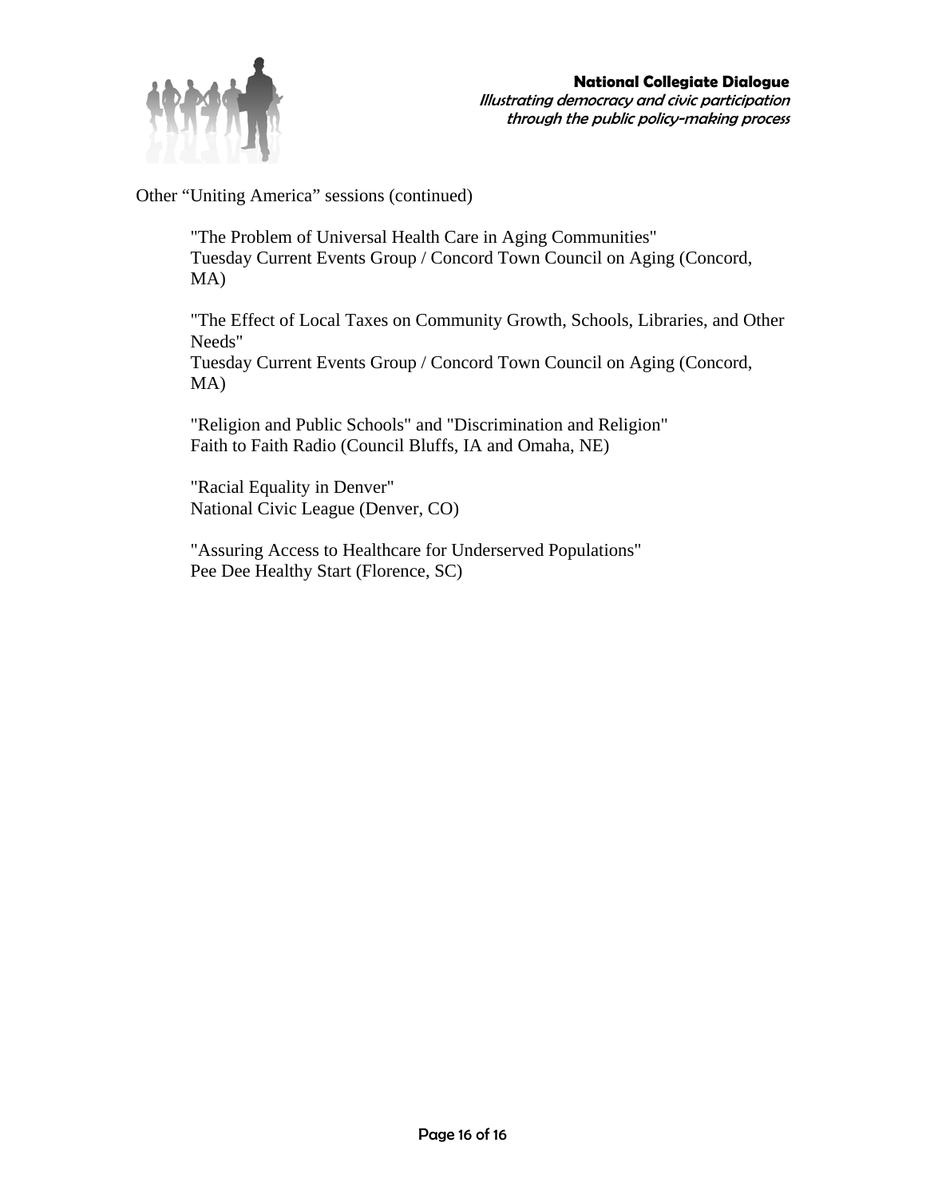Other "Uniting America" sessions (continued)

"The Problem of Universal Health Care in Aging Communities"
Tuesday Current Events Group / Concord Town Council on Aging (Concord, MA)

"The Effect of Local Taxes on Community Growth, Schools, Libraries, and Other Needs"
Tuesday Current Events Group / Concord Town Council on Aging (Concord, MA)

"Religion and Public Schools" and "Discrimination and Religion"
Faith to Faith Radio (Council Bluffs, IA and Omaha, NE)

"Racial Equality in Denver"
National Civic League (Denver, CO)

"Assuring Access to Healthcare for Underserved Populations"
Pee Dee Healthy Start (Florence, SC)